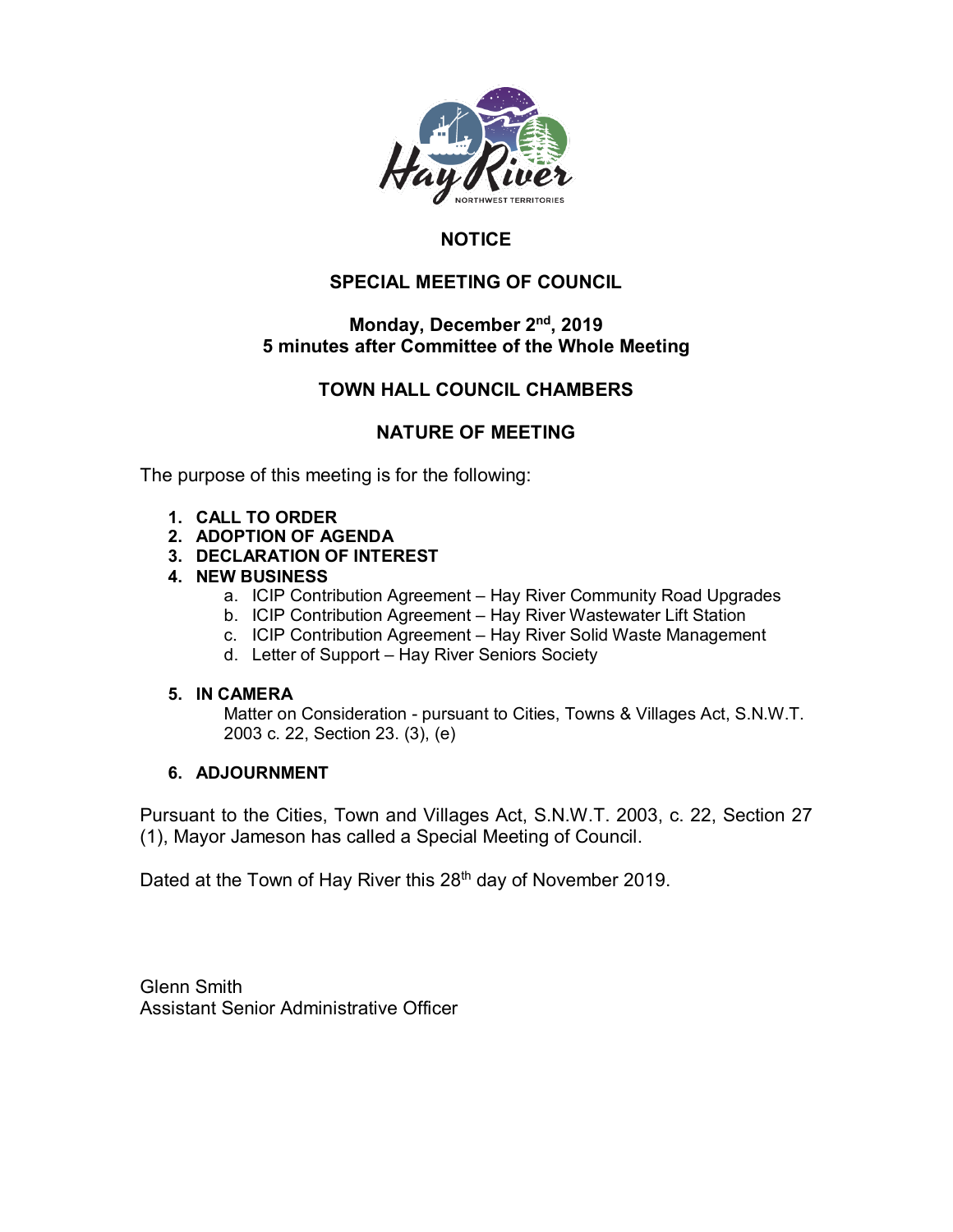**NOTICE**

**SPECIAL MEETING OF COUNCIL**

**Monday, December 2nd, 2019**
**5 minutes after Committee of the Whole Meeting**

**TOWN HALL COUNCIL CHAMBERS**

**NATURE OF MEETING**

The purpose of this meeting is for the following:

1. **CALL TO ORDER**
2. **ADOPTION OF AGENDA**
3. **DECLARATION OF INTEREST**
4. **NEW BUSINESS**
   a. ICIP Contribution Agreement – Hay River Community Road Upgrades
   b. ICIP Contribution Agreement – Hay River Wastewater Lift Station
   c. ICIP Contribution Agreement – Hay River Solid Waste Management
   d. Letter of Support – Hay River Seniors Society
5. **IN CAMERA**
   Matter on Consideration - pursuant to Cities, Towns & Villages Act, S.N.W.T. 2003 c. 22, Section 23. (3), (e)
6. **ADJOURNMENT**

Pursuant to the Cities, Town and Villages Act, S.N.W.T. 2003, c. 22, Section 27 (1), Mayor Jameson has called a Special Meeting of Council.

Dated at the Town of Hay River this 28th day of November 2019.

Glenn Smith
Assistant Senior Administrative Officer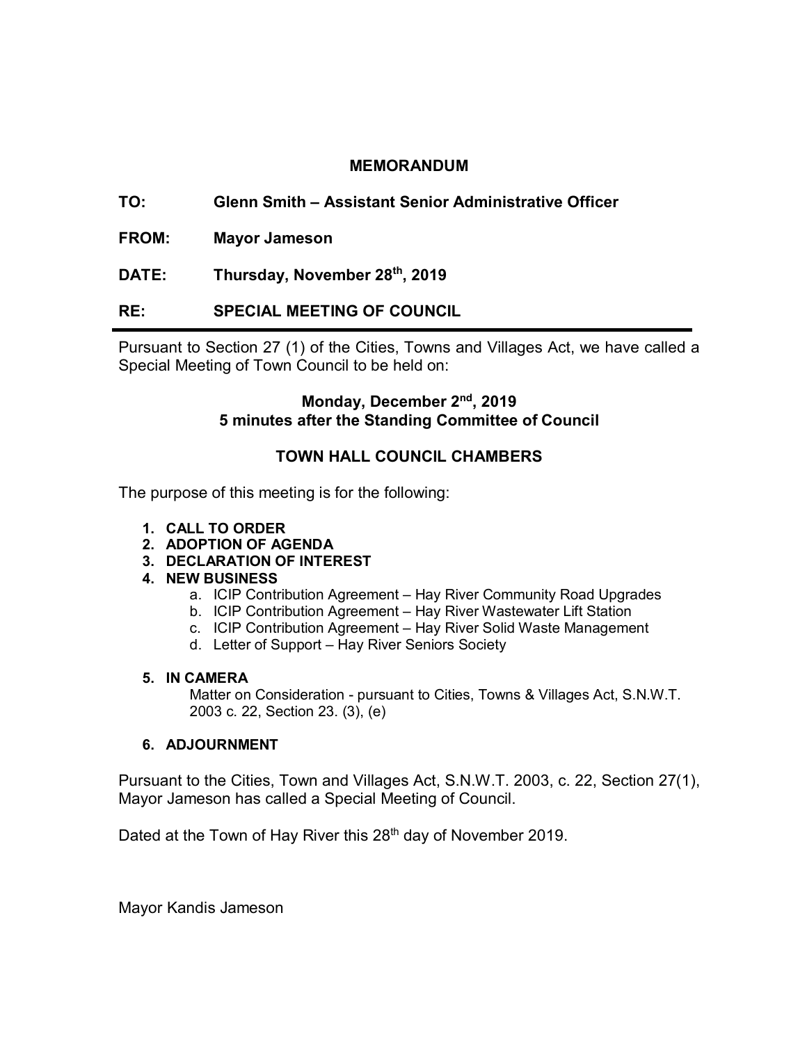# MEMORANDUM

**TO:** Glenn Smith – Assistant Senior Administrative Officer

**FROM:** Mayor Jameson

**DATE:** Thursday, November 28th, 2019

**RE:** SPECIAL MEETING OF COUNCIL

---

Pursuant to Section 27 (1) of the Cities, Towns and Villages Act, we have called a Special Meeting of Town Council to be held on:

**Monday, December 2nd, 2019**
**5 minutes after the Standing Committee of Council**

**TOWN HALL COUNCIL CHAMBERS**

The purpose of this meeting is for the following:

1. **CALL TO ORDER**
2. **ADOPTION OF AGENDA**
3. **DECLARATION OF INTEREST**
4. **NEW BUSINESS**
   a. ICIP Contribution Agreement – Hay River Community Road Upgrades
   b. ICIP Contribution Agreement – Hay River Wastewater Lift Station
   c. ICIP Contribution Agreement – Hay River Solid Waste Management
   d. Letter of Support – Hay River Seniors Society

5. **IN CAMERA**
   Matter on Consideration - pursuant to Cities, Towns & Villages Act, S.N.W.T. 2003 c. 22, Section 23. (3), (e)

6. **ADJOURNMENT**

Pursuant to the Cities, Town and Villages Act, S.N.W.T. 2003, c. 22, Section 27(1), Mayor Jameson has called a Special Meeting of Council.

Dated at the Town of Hay River this 28th day of November 2019.

Mayor Kandis Jameson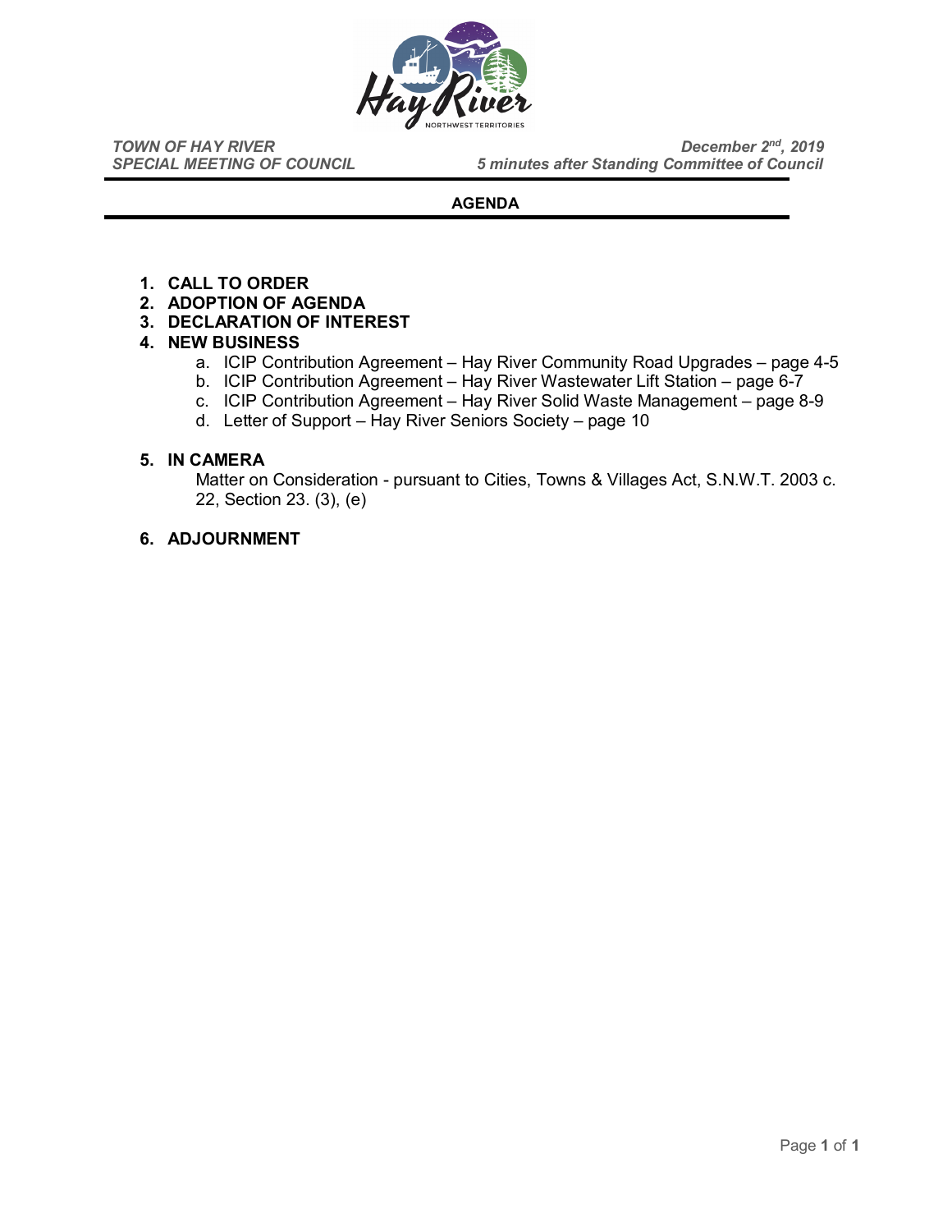*TOWN OF HAY RIVER*
*SPECIAL MEETING OF COUNCIL*

*December 2nd, 2019*
*5 minutes after Standing Committee of Council*

**AGENDA**

1. **CALL TO ORDER**
2. **ADOPTION OF AGENDA**
3. **DECLARATION OF INTEREST**
4. **NEW BUSINESS**
   a. ICIP Contribution Agreement – Hay River Community Road Upgrades – page 4-5
   b. ICIP Contribution Agreement – Hay River Wastewater Lift Station – page 6-7
   c. ICIP Contribution Agreement – Hay River Solid Waste Management – page 8-9
   d. Letter of Support – Hay River Seniors Society – page 10

5. **IN CAMERA**
   Matter on Consideration - pursuant to Cities, Towns & Villages Act, S.N.W.T. 2003 c. 22, Section 23. (3), (e)

6. **ADJOURNMENT**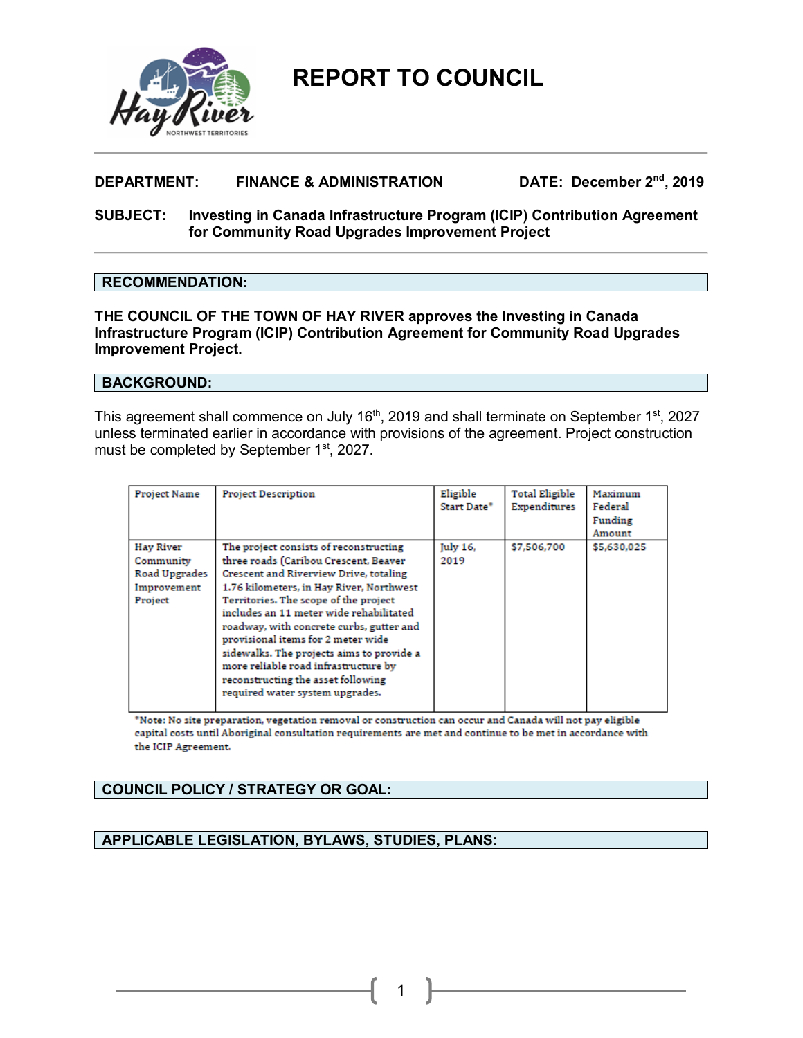# REPORT TO COUNCIL

**DEPARTMENT:** **FINANCE & ADMINISTRATION** **DATE: December 2nd, 2019**

**SUBJECT:** **Investing in Canada Infrastructure Program (ICIP) Contribution Agreement for Community Road Upgrades Improvement Project**

## RECOMMENDATION:

**THE COUNCIL OF THE TOWN OF HAY RIVER approves the Investing in Canada Infrastructure Program (ICIP) Contribution Agreement for Community Road Upgrades Improvement Project.**

## BACKGROUND:

This agreement shall commence on July 16th, 2019 and shall terminate on September 1st, 2027 unless terminated earlier in accordance with provisions of the agreement. Project construction must be completed by September 1st, 2027.

| Project Name | Project Description | Eligible Start Date* | Total Eligible Expenditures | Maximum Federal Funding Amount |
|---|---|---|---|---|
| Hay River Community Road Upgrades Improvement Project | The project consists of reconstructing three roads (Caribou Crescent, Beaver Crescent and Riverview Drive, totaling 1.76 kilometers, in Hay River, Northwest Territories. The scope of the project includes an 11 meter wide rehabilitated roadway, with concrete curbs, gutter and provisional items for 2 meter wide sidewalks. The projects aims to provide a more reliable road infrastructure by reconstructing the asset following required water system upgrades. | July 16, 2019 | $7,506,700 | $5,630,025 |

*Note: No site preparation, vegetation removal or construction can occur and Canada will not pay eligible capital costs until Aboriginal consultation requirements are met and continue to be met in accordance with the ICIP Agreement.

## COUNCIL POLICY / STRATEGY OR GOAL:

## APPLICABLE LEGISLATION, BYLAWS, STUDIES, PLANS: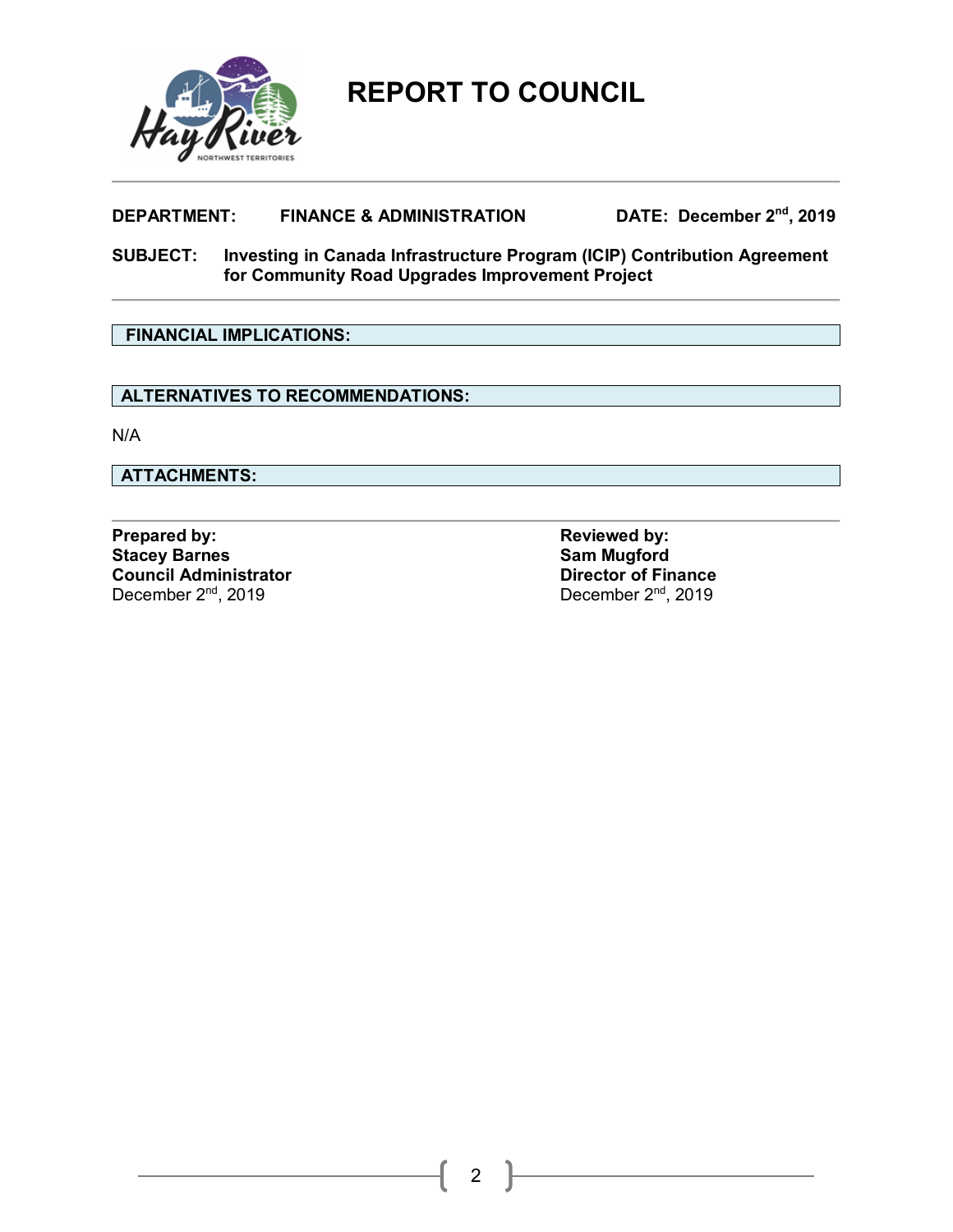# REPORT TO COUNCIL

**DEPARTMENT:** **FINANCE & ADMINISTRATION** **DATE: December 2nd, 2019**

**SUBJECT:** **Investing in Canada Infrastructure Program (ICIP) Contribution Agreement for Community Road Upgrades Improvement Project**

## FINANCIAL IMPLICATIONS:

## ALTERNATIVES TO RECOMMENDATIONS:

N/A

## ATTACHMENTS:

**Prepared by:**
**Stacey Barnes**
**Council Administrator**
December 2nd, 2019

**Reviewed by:**
**Sam Mugford**
**Director of Finance**
December 2nd, 2019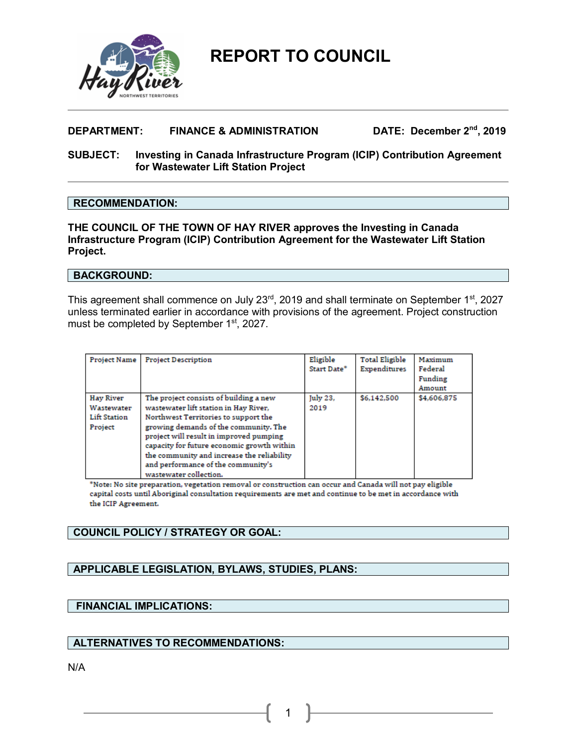# REPORT TO COUNCIL

**DEPARTMENT:** **FINANCE & ADMINISTRATION** **DATE: December 2nd, 2019**

**SUBJECT:** **Investing in Canada Infrastructure Program (ICIP) Contribution Agreement for Wastewater Lift Station Project**

## RECOMMENDATION:

**THE COUNCIL OF THE TOWN OF HAY RIVER approves the Investing in Canada Infrastructure Program (ICIP) Contribution Agreement for the Wastewater Lift Station Project.**

## BACKGROUND:

This agreement shall commence on July 23rd, 2019 and shall terminate on September 1st, 2027 unless terminated earlier in accordance with provisions of the agreement. Project construction must be completed by September 1st, 2027.

| Project Name | Project Description | Eligible Start Date* | Total Eligible Expenditures | Maximum Federal Funding Amount |
|---|---|---|---|---|
| Hay River Wastewater Lift Station Project | The project consists of building a new wastewater lift station in Hay River, Northwest Territories to support the growing demands of the community. The project will result in improved pumping capacity for future economic growth within the community and increase the reliability and performance of the community's wastewater collection. | July 23, 2019 | $6,142,500 | $4,606,875 |

*Note: No site preparation, vegetation removal or construction can occur and Canada will not pay eligible capital costs until Aboriginal consultation requirements are met and continue to be met in accordance with the ICIP Agreement.

## COUNCIL POLICY / STRATEGY OR GOAL:

## APPLICABLE LEGISLATION, BYLAWS, STUDIES, PLANS:

## FINANCIAL IMPLICATIONS:

## ALTERNATIVES TO RECOMMENDATIONS:

N/A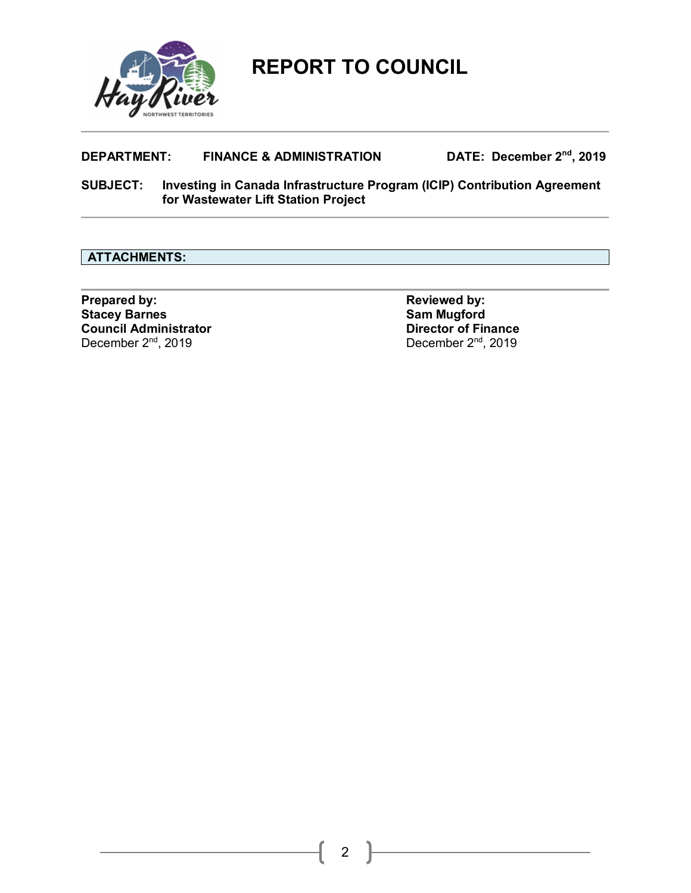# REPORT TO COUNCIL

**DEPARTMENT:** **FINANCE & ADMINISTRATION** **DATE: December 2nd, 2019**

**SUBJECT:** **Investing in Canada Infrastructure Program (ICIP) Contribution Agreement for Wastewater Lift Station Project**

**ATTACHMENTS:**

**Prepared by:**
**Stacey Barnes**
**Council Administrator**
December 2nd, 2019

**Reviewed by:**
**Sam Mugford**
**Director of Finance**
December 2nd, 2019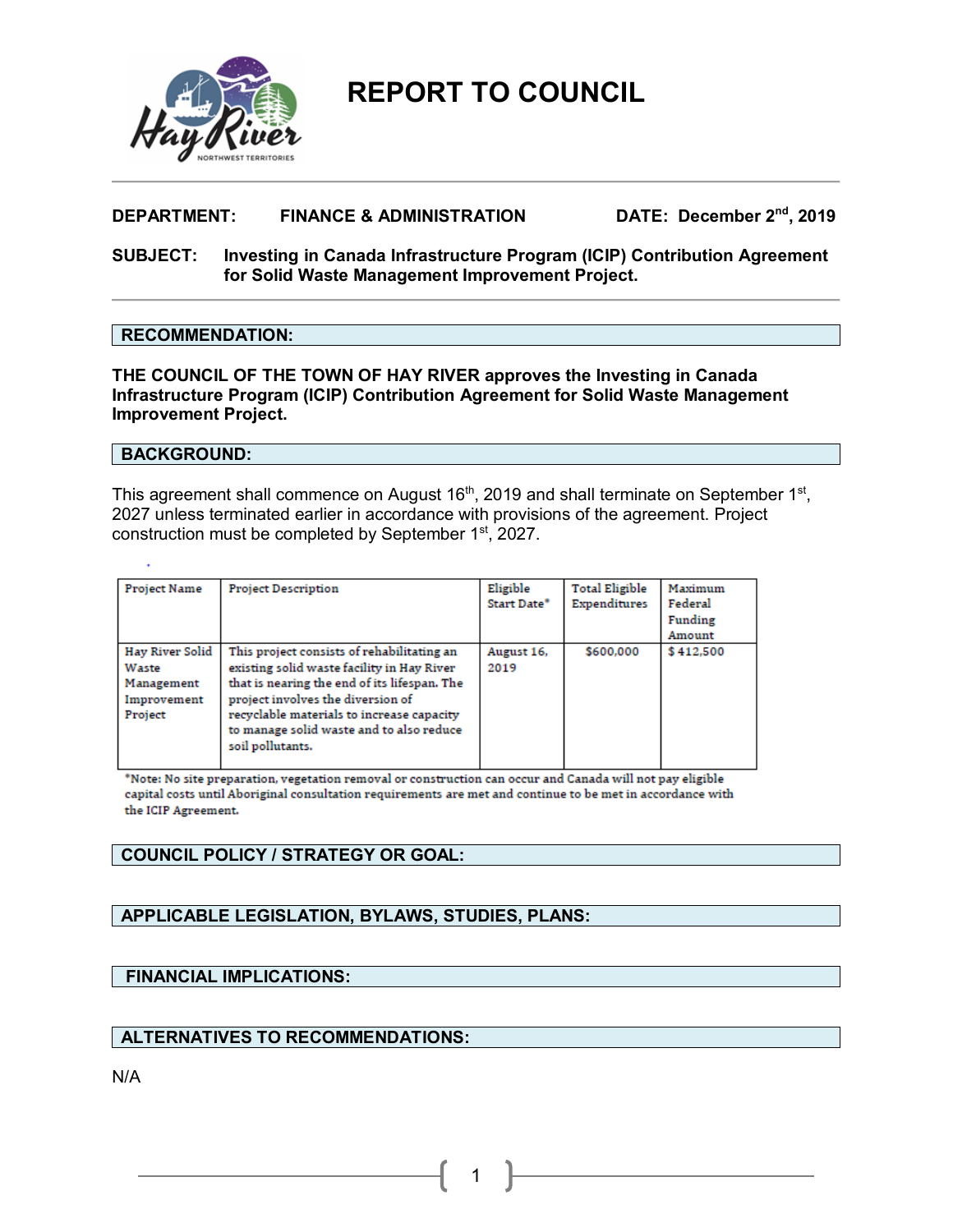# REPORT TO COUNCIL

**DEPARTMENT:** **FINANCE & ADMINISTRATION** **DATE: December 2nd, 2019**

**SUBJECT:** **Investing in Canada Infrastructure Program (ICIP) Contribution Agreement for Solid Waste Management Improvement Project.**

## RECOMMENDATION:

**THE COUNCIL OF THE TOWN OF HAY RIVER approves the Investing in Canada Infrastructure Program (ICIP) Contribution Agreement for Solid Waste Management Improvement Project.**

## BACKGROUND:

This agreement shall commence on August 16th, 2019 and shall terminate on September 1st, 2027 unless terminated earlier in accordance with provisions of the agreement. Project construction must be completed by September 1st, 2027.

| Project Name | Project Description | Eligible Start Date* | Total Eligible Expenditures | Maximum Federal Funding Amount |
|---|---|---|---|---|
| Hay River Solid Waste Management Improvement Project | This project consists of rehabilitating an existing solid waste facility in Hay River that is nearing the end of its lifespan. The project involves the diversion of recyclable materials to increase capacity to manage solid waste and to also reduce soil pollutants. | August 16, 2019 | $600,000 | $ 412,500 |

*Note: No site preparation, vegetation removal or construction can occur and Canada will not pay eligible capital costs until Aboriginal consultation requirements are met and continue to be met in accordance with the ICIP Agreement.

## COUNCIL POLICY / STRATEGY OR GOAL:

## APPLICABLE LEGISLATION, BYLAWS, STUDIES, PLANS:

## FINANCIAL IMPLICATIONS:

## ALTERNATIVES TO RECOMMENDATIONS:

N/A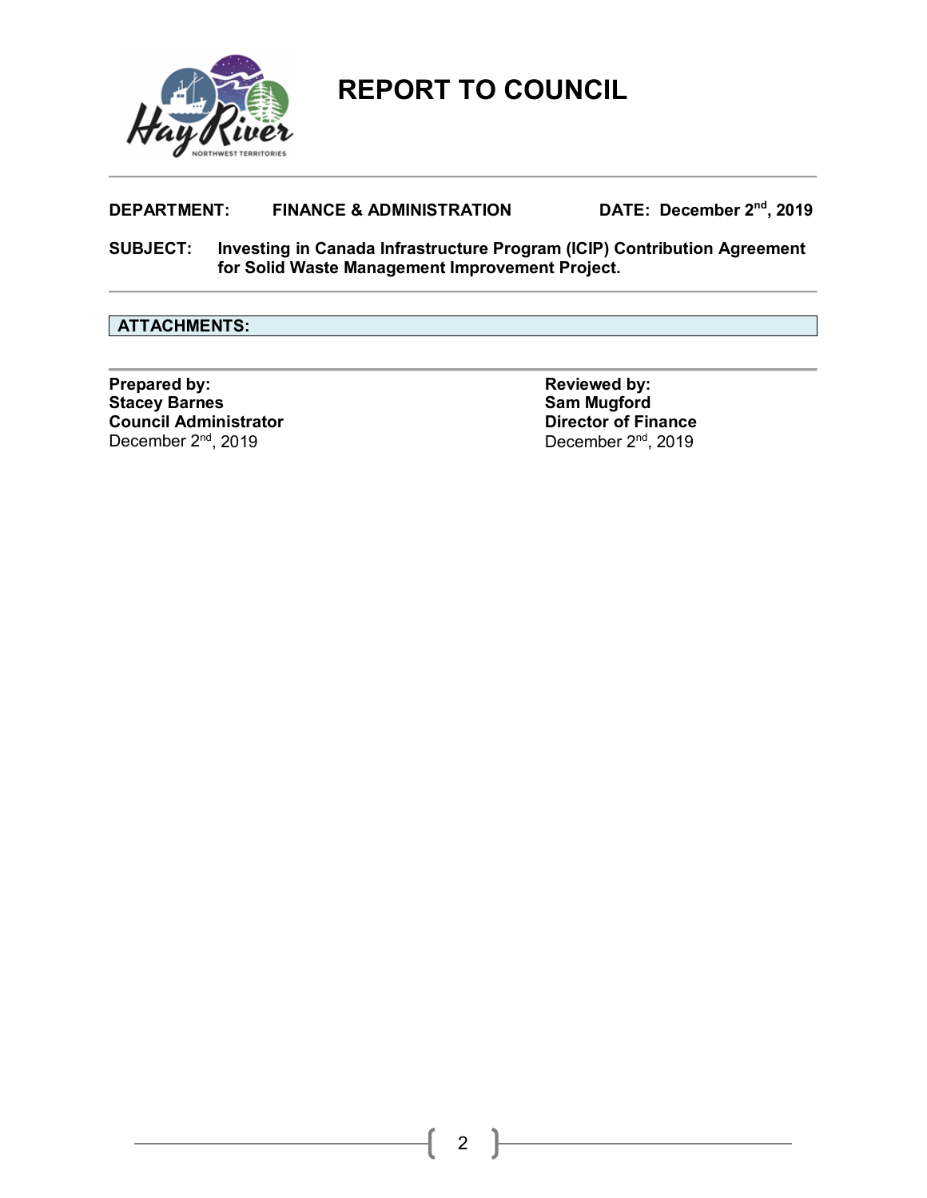# REPORT TO COUNCIL

**DEPARTMENT:** **FINANCE & ADMINISTRATION** **DATE: December 2nd, 2019**

**SUBJECT:** **Investing in Canada Infrastructure Program (ICIP) Contribution Agreement for Solid Waste Management Improvement Project.**

**ATTACHMENTS:**

| **Prepared by:** | **Reviewed by:** |
|---|---|
| **Stacey Barnes** | **Sam Mugford** |
| **Council Administrator** | **Director of Finance** |
| December 2nd, 2019 | December 2nd, 2019 |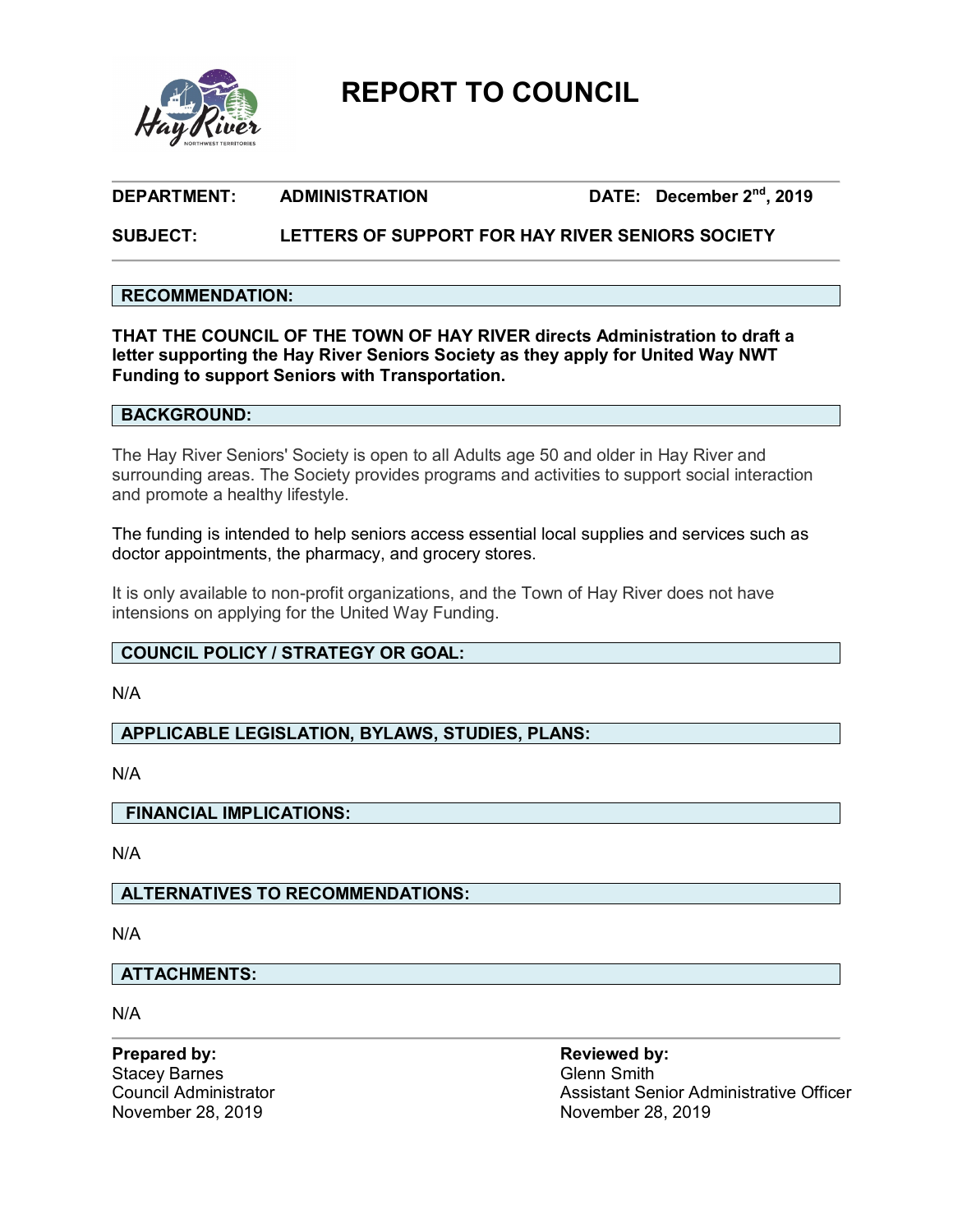# REPORT TO COUNCIL

**DEPARTMENT:** **ADMINISTRATION** **DATE:** **December 2nd, 2019**

**SUBJECT:** **LETTERS OF SUPPORT FOR HAY RIVER SENIORS SOCIETY**

## RECOMMENDATION:

**THAT THE COUNCIL OF THE TOWN OF HAY RIVER directs Administration to draft a letter supporting the Hay River Seniors Society as they apply for United Way NWT Funding to support Seniors with Transportation.**

## BACKGROUND:

The Hay River Seniors' Society is open to all Adults age 50 and older in Hay River and surrounding areas. The Society provides programs and activities to support social interaction and promote a healthy lifestyle.

The funding is intended to help seniors access essential local supplies and services such as doctor appointments, the pharmacy, and grocery stores.

It is only available to non-profit organizations, and the Town of Hay River does not have intensions on applying for the United Way Funding.

## COUNCIL POLICY / STRATEGY OR GOAL:

N/A

## APPLICABLE LEGISLATION, BYLAWS, STUDIES, PLANS:

N/A

## FINANCIAL IMPLICATIONS:

N/A

## ALTERNATIVES TO RECOMMENDATIONS:

N/A

## ATTACHMENTS:

N/A

**Prepared by:**
Stacey Barnes
Council Administrator
November 28, 2019

**Reviewed by:**
Glenn Smith
Assistant Senior Administrative Officer
November 28, 2019